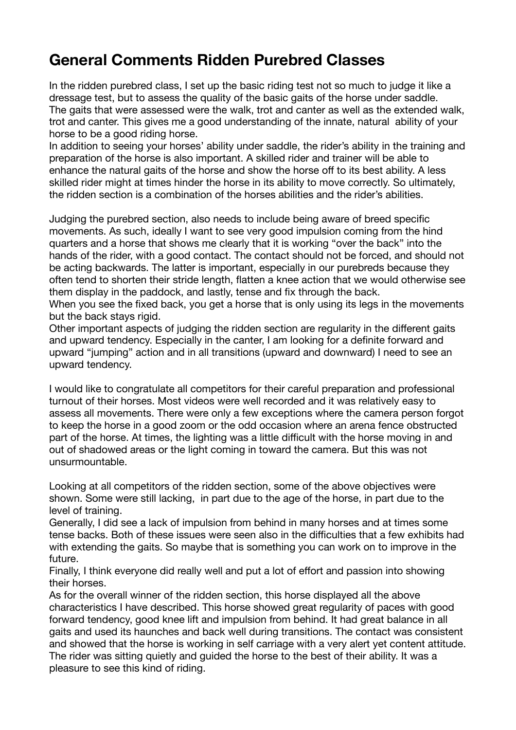# General Comments Ridden Purebred Classes

In the ridden purebred class, I set up the basic riding test not so much to judge it like a dressage test, but to assess the quality of the basic gaits of the horse under saddle. The gaits that were assessed were the walk, trot and canter as well as the extended walk, trot and canter. This gives me a good understanding of the innate, natural ability of your horse to be a good riding horse.
In addition to seeing your horses' ability under saddle, the rider's ability in the training and preparation of the horse is also important. A skilled rider and trainer will be able to enhance the natural gaits of the horse and show the horse off to its best ability. A less skilled rider might at times hinder the horse in its ability to move correctly. So ultimately, the ridden section is a combination of the horses abilities and the rider's abilities.

Judging the purebred section, also needs to include being aware of breed specific movements. As such, ideally I want to see very good impulsion coming from the hind quarters and a horse that shows me clearly that it is working "over the back" into the hands of the rider, with a good contact. The contact should not be forced, and should not be acting backwards. The latter is important, especially in our purebreds because they often tend to shorten their stride length, flatten a knee action that we would otherwise see them display in the paddock, and lastly, tense and fix through the back.
When you see the fixed back, you get a horse that is only using its legs in the movements but the back stays rigid.
Other important aspects of judging the ridden section are regularity in the different gaits and upward tendency. Especially in the canter, I am looking for a definite forward and upward "jumping" action and in all transitions (upward and downward) I need to see an upward tendency.

I would like to congratulate all competitors for their careful preparation and professional turnout of their horses. Most videos were well recorded and it was relatively easy to assess all movements. There were only a few exceptions where the camera person forgot to keep the horse in a good zoom or the odd occasion where an arena fence obstructed part of the horse. At times, the lighting was a little difficult with the horse moving in and out of shadowed areas or the light coming in toward the camera. But this was not unsurmountable.

Looking at all competitors of the ridden section, some of the above objectives were shown. Some were still lacking, in part due to the age of the horse, in part due to the level of training.
Generally, I did see a lack of impulsion from behind in many horses and at times some tense backs. Both of these issues were seen also in the difficulties that a few exhibits had with extending the gaits. So maybe that is something you can work on to improve in the future.
Finally, I think everyone did really well and put a lot of effort and passion into showing their horses.
As for the overall winner of the ridden section, this horse displayed all the above characteristics I have described. This horse showed great regularity of paces with good forward tendency, good knee lift and impulsion from behind. It had great balance in all gaits and used its haunches and back well during transitions. The contact was consistent and showed that the horse is working in self carriage with a very alert yet content attitude. The rider was sitting quietly and guided the horse to the best of their ability. It was a pleasure to see this kind of riding.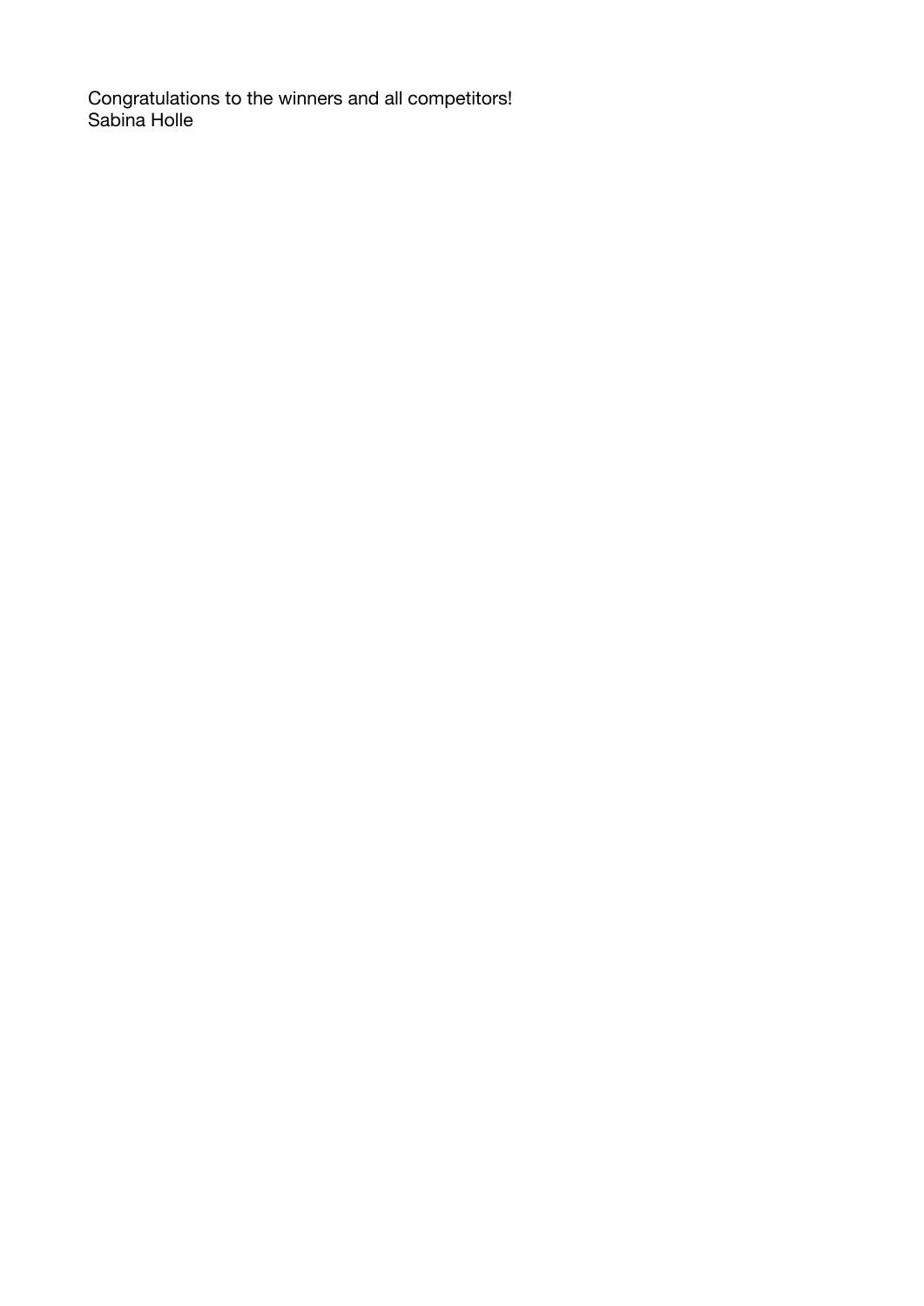Congratulations to the winners and all competitors!
Sabina Holle